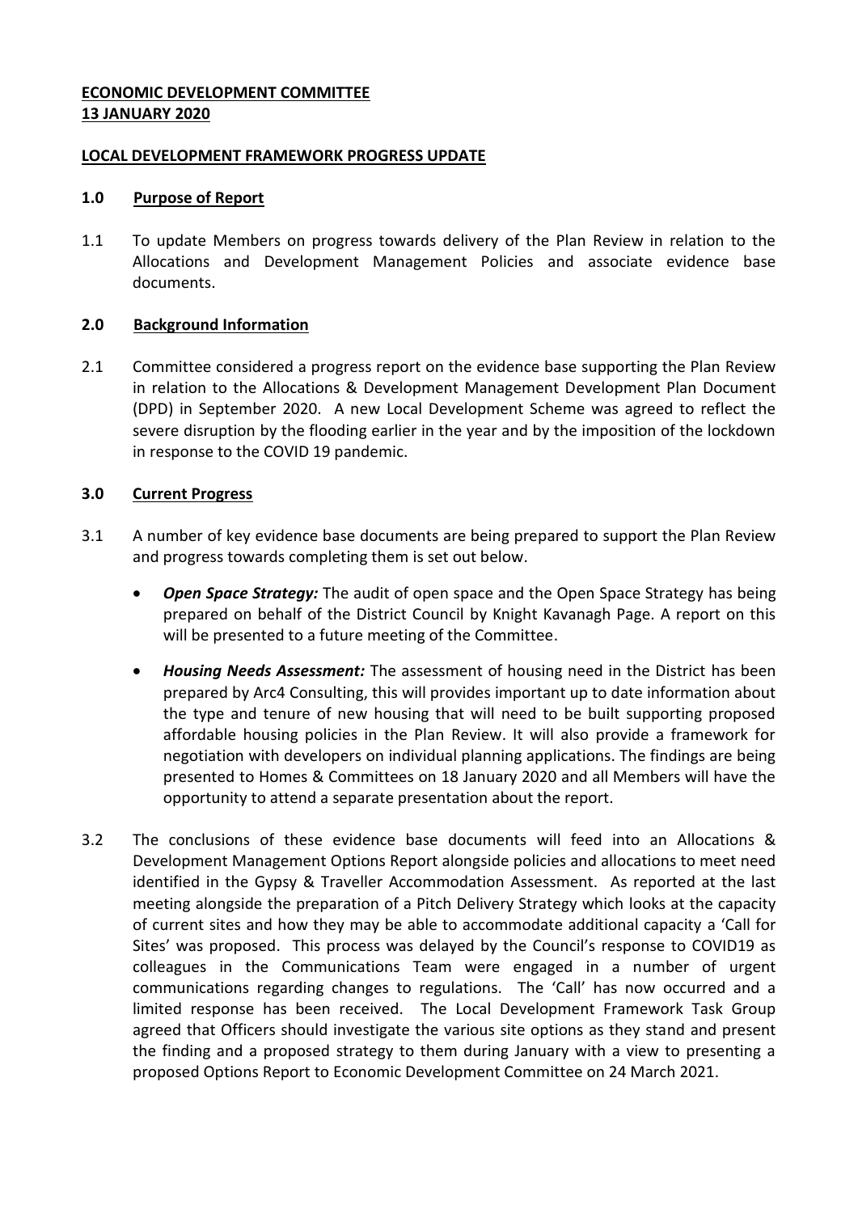**ECONOMIC DEVELOPMENT COMMITTEE**
**13 JANUARY 2020**

**LOCAL DEVELOPMENT FRAMEWORK PROGRESS UPDATE**

## 1.0 Purpose of Report

1.1 To update Members on progress towards delivery of the Plan Review in relation to the Allocations and Development Management Policies and associate evidence base documents.

## 2.0 Background Information

2.1 Committee considered a progress report on the evidence base supporting the Plan Review in relation to the Allocations & Development Management Development Plan Document (DPD) in September 2020. A new Local Development Scheme was agreed to reflect the severe disruption by the flooding earlier in the year and by the imposition of the lockdown in response to the COVID 19 pandemic.

## 3.0 Current Progress

3.1 A number of key evidence base documents are being prepared to support the Plan Review and progress towards completing them is set out below.

- ***Open Space Strategy:*** The audit of open space and the Open Space Strategy has being prepared on behalf of the District Council by Knight Kavanagh Page. A report on this will be presented to a future meeting of the Committee.

- ***Housing Needs Assessment:*** The assessment of housing need in the District has been prepared by Arc4 Consulting, this will provides important up to date information about the type and tenure of new housing that will need to be built supporting proposed affordable housing policies in the Plan Review. It will also provide a framework for negotiation with developers on individual planning applications. The findings are being presented to Homes & Committees on 18 January 2020 and all Members will have the opportunity to attend a separate presentation about the report.

3.2 The conclusions of these evidence base documents will feed into an Allocations & Development Management Options Report alongside policies and allocations to meet need identified in the Gypsy & Traveller Accommodation Assessment. As reported at the last meeting alongside the preparation of a Pitch Delivery Strategy which looks at the capacity of current sites and how they may be able to accommodate additional capacity a 'Call for Sites' was proposed. This process was delayed by the Council's response to COVID19 as colleagues in the Communications Team were engaged in a number of urgent communications regarding changes to regulations. The 'Call' has now occurred and a limited response has been received. The Local Development Framework Task Group agreed that Officers should investigate the various site options as they stand and present the finding and a proposed strategy to them during January with a view to presenting a proposed Options Report to Economic Development Committee on 24 March 2021.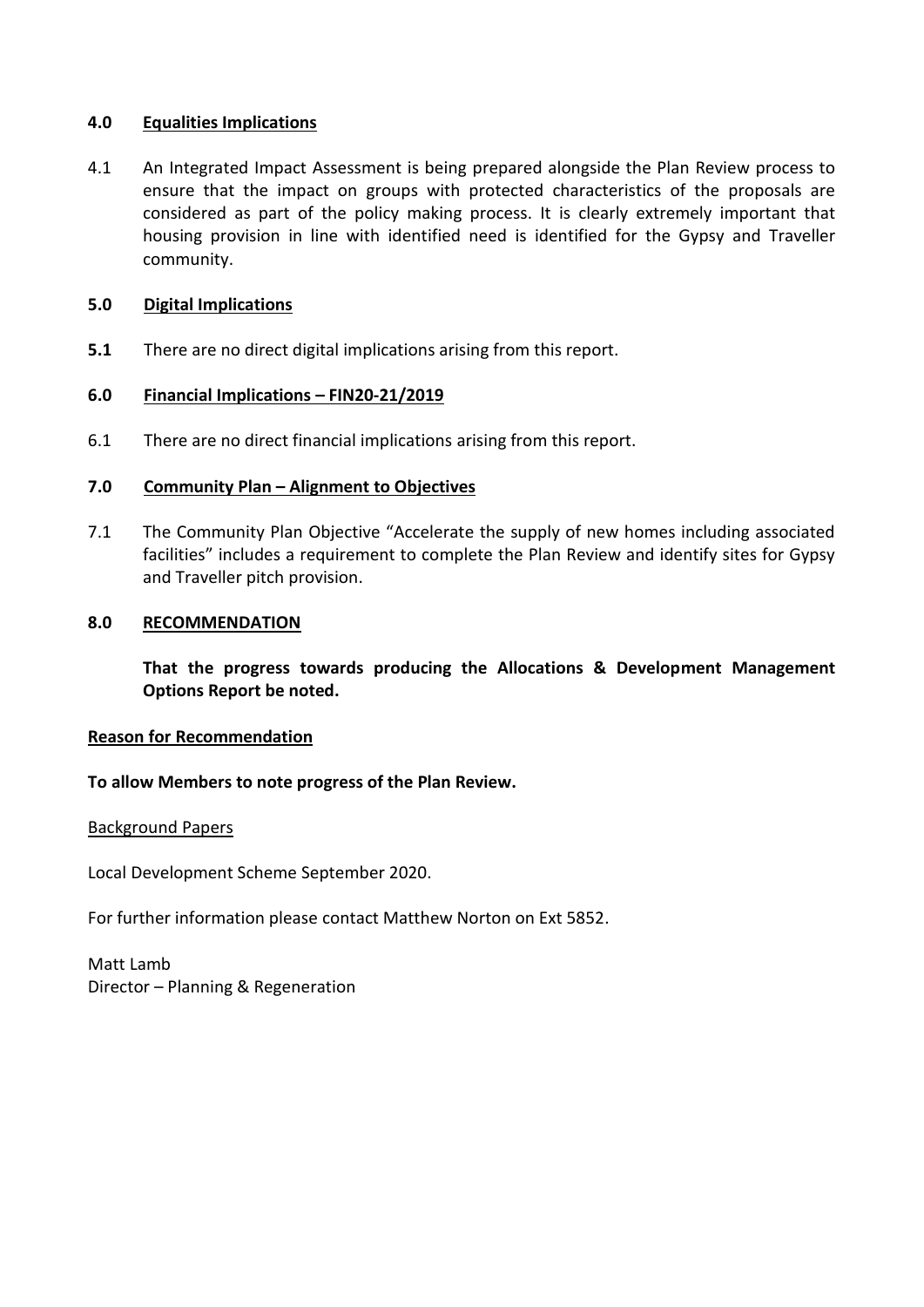## 4.0 Equalities Implications

4.1 An Integrated Impact Assessment is being prepared alongside the Plan Review process to ensure that the impact on groups with protected characteristics of the proposals are considered as part of the policy making process. It is clearly extremely important that housing provision in line with identified need is identified for the Gypsy and Traveller community.

## 5.0 Digital Implications

**5.1** There are no direct digital implications arising from this report.

## 6.0 Financial Implications – FIN20-21/2019

6.1 There are no direct financial implications arising from this report.

## 7.0 Community Plan – Alignment to Objectives

7.1 The Community Plan Objective "Accelerate the supply of new homes including associated facilities" includes a requirement to complete the Plan Review and identify sites for Gypsy and Traveller pitch provision.

## 8.0 RECOMMENDATION

**That the progress towards producing the Allocations & Development Management Options Report be noted.**

**Reason for Recommendation**

**To allow Members to note progress of the Plan Review.**

Background Papers

Local Development Scheme September 2020.

For further information please contact Matthew Norton on Ext 5852.

Matt Lamb
Director – Planning & Regeneration